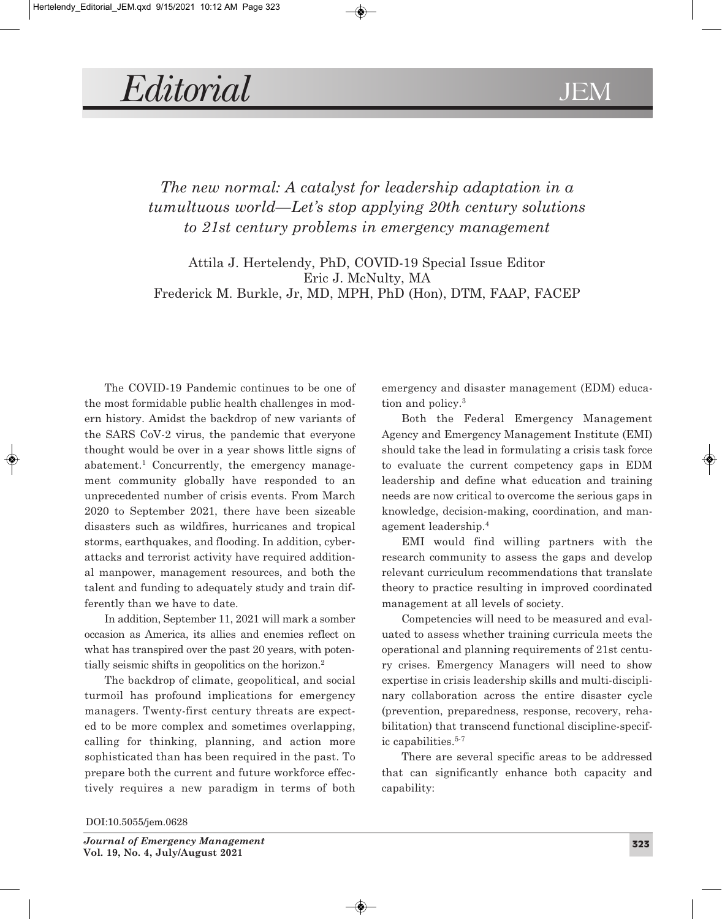# Editorial

JEM

*The new normal: A catalyst for leadership adaptation in a tumultuous world—Let's stop applying 20th century solutions to 21st century problems in emergency management*

Attila J. Hertelendy, PhD, COVID-19 Special Issue Editor
Eric J. McNulty, MA
Frederick M. Burkle, Jr, MD, MPH, PhD (Hon), DTM, FAAP, FACEP

The COVID-19 Pandemic continues to be one of the most formidable public health challenges in modern history. Amidst the backdrop of new variants of the SARS CoV-2 virus, the pandemic that everyone thought would be over in a year shows little signs of abatement.[1] Concurrently, the emergency management community globally have responded to an unprecedented number of crisis events. From March 2020 to September 2021, there have been sizeable disasters such as wildfires, hurricanes and tropical storms, earthquakes, and flooding. In addition, cyberattacks and terrorist activity have required additional manpower, management resources, and both the talent and funding to adequately study and train differently than we have to date.

In addition, September 11, 2021 will mark a somber occasion as America, its allies and enemies reflect on what has transpired over the past 20 years, with potentially seismic shifts in geopolitics on the horizon.[2]

The backdrop of climate, geopolitical, and social turmoil has profound implications for emergency managers. Twenty-first century threats are expected to be more complex and sometimes overlapping, calling for thinking, planning, and action more sophisticated than has been required in the past. To prepare both the current and future workforce effectively requires a new paradigm in terms of both emergency and disaster management (EDM) education and policy.[3]

Both the Federal Emergency Management Agency and Emergency Management Institute (EMI) should take the lead in formulating a crisis task force to evaluate the current competency gaps in EDM leadership and define what education and training needs are now critical to overcome the serious gaps in knowledge, decision-making, coordination, and management leadership.[4]

EMI would find willing partners with the research community to assess the gaps and develop relevant curriculum recommendations that translate theory to practice resulting in improved coordinated management at all levels of society.

Competencies will need to be measured and evaluated to assess whether training curricula meets the operational and planning requirements of 21st century crises. Emergency Managers will need to show expertise in crisis leadership skills and multi-disciplinary collaboration across the entire disaster cycle (prevention, preparedness, response, recovery, rehabilitation) that transcend functional discipline-specific capabilities.[5-7]

There are several specific areas to be addressed that can significantly enhance both capacity and capability:

DOI:10.5055/jem.0628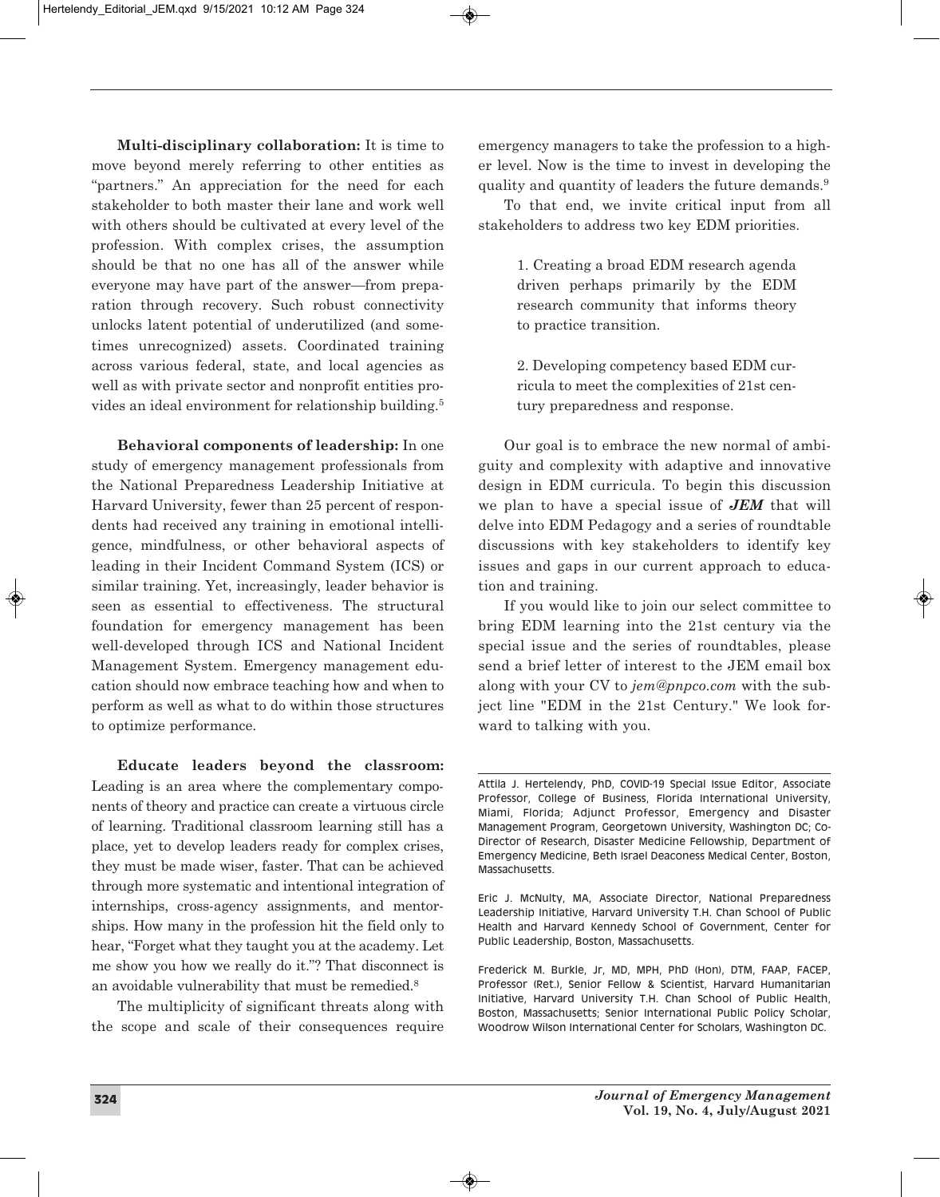**Multi-disciplinary collaboration:** It is time to move beyond merely referring to other entities as "partners." An appreciation for the need for each stakeholder to both master their lane and work well with others should be cultivated at every level of the profession. With complex crises, the assumption should be that no one has all of the answer while everyone may have part of the answer—from preparation through recovery. Such robust connectivity unlocks latent potential of underutilized (and sometimes unrecognized) assets. Coordinated training across various federal, state, and local agencies as well as with private sector and nonprofit entities provides an ideal environment for relationship building.[5]

**Behavioral components of leadership:** In one study of emergency management professionals from the National Preparedness Leadership Initiative at Harvard University, fewer than 25 percent of respondents had received any training in emotional intelligence, mindfulness, or other behavioral aspects of leading in their Incident Command System (ICS) or similar training. Yet, increasingly, leader behavior is seen as essential to effectiveness. The structural foundation for emergency management has been well-developed through ICS and National Incident Management System. Emergency management education should now embrace teaching how and when to perform as well as what to do within those structures to optimize performance.

**Educate leaders beyond the classroom:** Leading is an area where the complementary components of theory and practice can create a virtuous circle of learning. Traditional classroom learning still has a place, yet to develop leaders ready for complex crises, they must be made wiser, faster. That can be achieved through more systematic and intentional integration of internships, cross-agency assignments, and mentorships. How many in the profession hit the field only to hear, "Forget what they taught you at the academy. Let me show you how we really do it."? That disconnect is an avoidable vulnerability that must be remedied.[8]

The multiplicity of significant threats along with the scope and scale of their consequences require emergency managers to take the profession to a higher level. Now is the time to invest in developing the quality and quantity of leaders the future demands.[9]

To that end, we invite critical input from all stakeholders to address two key EDM priorities.

1. Creating a broad EDM research agenda driven perhaps primarily by the EDM research community that informs theory to practice transition.

2. Developing competency based EDM curricula to meet the complexities of 21st century preparedness and response.

Our goal is to embrace the new normal of ambiguity and complexity with adaptive and innovative design in EDM curricula. To begin this discussion we plan to have a special issue of ***JEM*** that will delve into EDM Pedagogy and a series of roundtable discussions with key stakeholders to identify key issues and gaps in our current approach to education and training.

If you would like to join our select committee to bring EDM learning into the 21st century via the special issue and the series of roundtables, please send a brief letter of interest to the JEM email box along with your CV to *jem@pnpco.com* with the subject line "EDM in the 21st Century." We look forward to talking with you.

---

Attila J. Hertelendy, PhD, COVID-19 Special Issue Editor, Associate Professor, College of Business, Florida International University, Miami, Florida; Adjunct Professor, Emergency and Disaster Management Program, Georgetown University, Washington DC; Co-Director of Research, Disaster Medicine Fellowship, Department of Emergency Medicine, Beth Israel Deaconess Medical Center, Boston, Massachusetts.

Eric J. McNulty, MA, Associate Director, National Preparedness Leadership Initiative, Harvard University T.H. Chan School of Public Health and Harvard Kennedy School of Government, Center for Public Leadership, Boston, Massachusetts.

Frederick M. Burkle, Jr, MD, MPH, PhD (Hon), DTM, FAAP, FACEP, Professor (Ret.), Senior Fellow & Scientist, Harvard Humanitarian Initiative, Harvard University T.H. Chan School of Public Health, Boston, Massachusetts; Senior International Public Policy Scholar, Woodrow Wilson International Center for Scholars, Washington DC.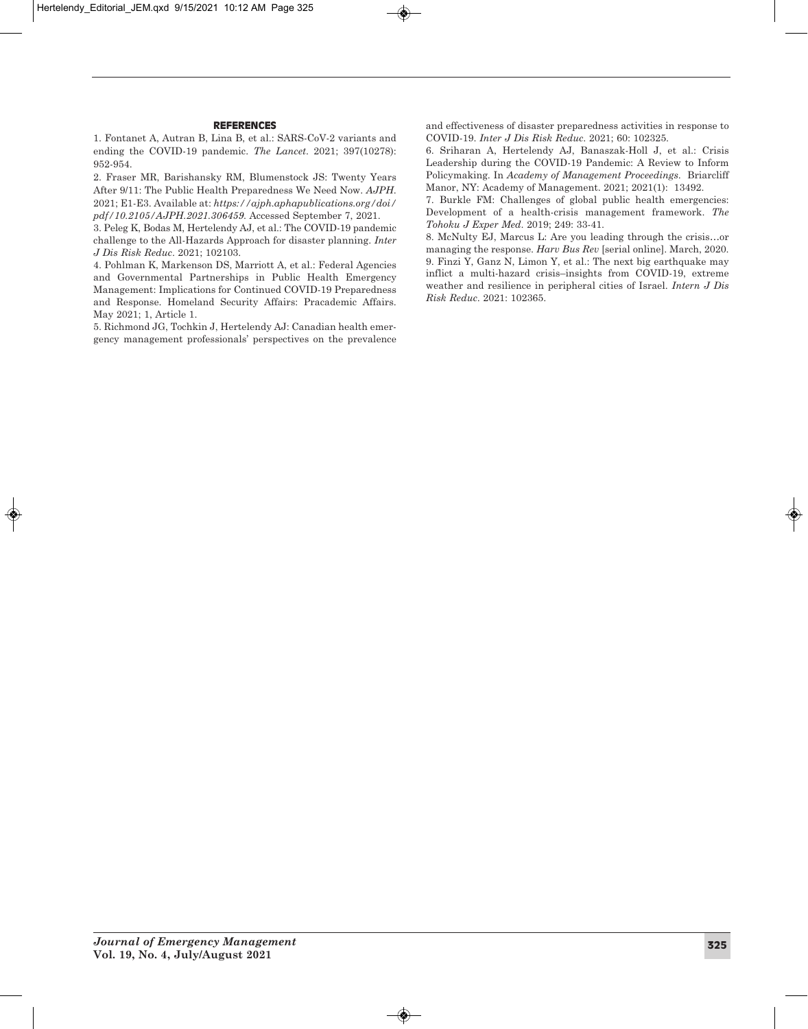## REFERENCES

1. Fontanet A, Autran B, Lina B, et al.: SARS-CoV-2 variants and ending the COVID-19 pandemic. *The Lancet*. 2021; 397(10278): 952-954.

2. Fraser MR, Barishansky RM, Blumenstock JS: Twenty Years After 9/11: The Public Health Preparedness We Need Now. *AJPH*. 2021; E1-E3. Available at: *https://ajph.aphapublications.org/doi/pdf/10.2105/AJPH.2021.306459*. Accessed September 7, 2021.

3. Peleg K, Bodas M, Hertelendy AJ, et al.: The COVID-19 pandemic challenge to the All-Hazards Approach for disaster planning. *Inter J Dis Risk Reduc*. 2021; 102103.

4. Pohlman K, Markenson DS, Marriott A, et al.: Federal Agencies and Governmental Partnerships in Public Health Emergency Management: Implications for Continued COVID-19 Preparedness and Response. Homeland Security Affairs: Pracademic Affairs. May 2021; 1, Article 1.

5. Richmond JG, Tochkin J, Hertelendy AJ: Canadian health emergency management professionals' perspectives on the prevalence and effectiveness of disaster preparedness activities in response to COVID-19. *Inter J Dis Risk Reduc*. 2021; 60: 102325.

6. Sriharan A, Hertelendy AJ, Banaszak-Holl J, et al.: Crisis Leadership during the COVID-19 Pandemic: A Review to Inform Policymaking. In *Academy of Management Proceedings*. Briarcliff Manor, NY: Academy of Management. 2021; 2021(1): 13492.

7. Burkle FM: Challenges of global public health emergencies: Development of a health-crisis management framework. *The Tohoku J Exper Med*. 2019; 249: 33-41.

8. McNulty EJ, Marcus L: Are you leading through the crisis…or managing the response. *Harv Bus Rev* [serial online]. March, 2020.

9. Finzi Y, Ganz N, Limon Y, et al.: The next big earthquake may inflict a multi-hazard crisis–insights from COVID-19, extreme weather and resilience in peripheral cities of Israel. *Intern J Dis Risk Reduc*. 2021: 102365.